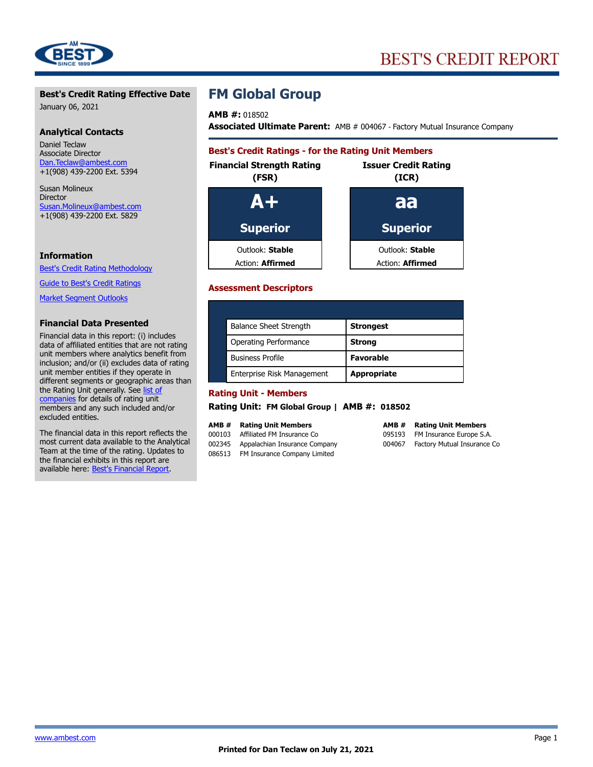# BEST'S CREDIT REPORT

## FM Global Group

**AMB #:** 018502
**Associated Ultimate Parent:** AMB # 004067 - Factory Mutual Insurance Company

### Best's Credit Ratings - for the Rating Unit Members

| Financial Strength Rating (FSR) | Issuer Credit Rating (ICR) |
|---|---|
| **A+** | **aa** |
| **Superior** | **Superior** |
| Outlook: **Stable** | Outlook: **Stable** |
| Action: **Affirmed** | Action: **Affirmed** |

### Assessment Descriptors

| Descriptor | Assessment |
|---|---|
| Balance Sheet Strength | **Strongest** |
| Operating Performance | **Strong** |
| Business Profile | **Favorable** |
| Enterprise Risk Management | **Appropriate** |

### Rating Unit - Members

**Rating Unit: FM Global Group | AMB #: 018502**

| AMB # | Rating Unit Members |
|---|---|
| 000103 | Affiliated FM Insurance Co |
| 002345 | Appalachian Insurance Company |
| 086513 | FM Insurance Company Limited |
| 095193 | FM Insurance Europe S.A. |
| 004067 | Factory Mutual Insurance Co |

### Best's Credit Rating Effective Date

January 06, 2021

### Analytical Contacts

Daniel Teclaw
Associate Director
Dan.Teclaw@ambest.com
+1(908) 439-2200 Ext. 5394

Susan Molineux
Director
Susan.Molineux@ambest.com
+1(908) 439-2200 Ext. 5829

### Information

Best's Credit Rating Methodology

Guide to Best's Credit Ratings

Market Segment Outlooks

### Financial Data Presented

Financial data in this report: (i) includes data of affiliated entities that are not rating unit members where analytics benefit from inclusion; and/or (ii) excludes data of rating unit member entities if they operate in different segments or geographic areas than the Rating Unit generally. See list of companies for details of rating unit members and any such included and/or excluded entities.

The financial data in this report reflects the most current data available to the Analytical Team at the time of the rating. Updates to the financial exhibits in this report are available here: Best's Financial Report.

Printed for Dan Teclaw on July 21, 2021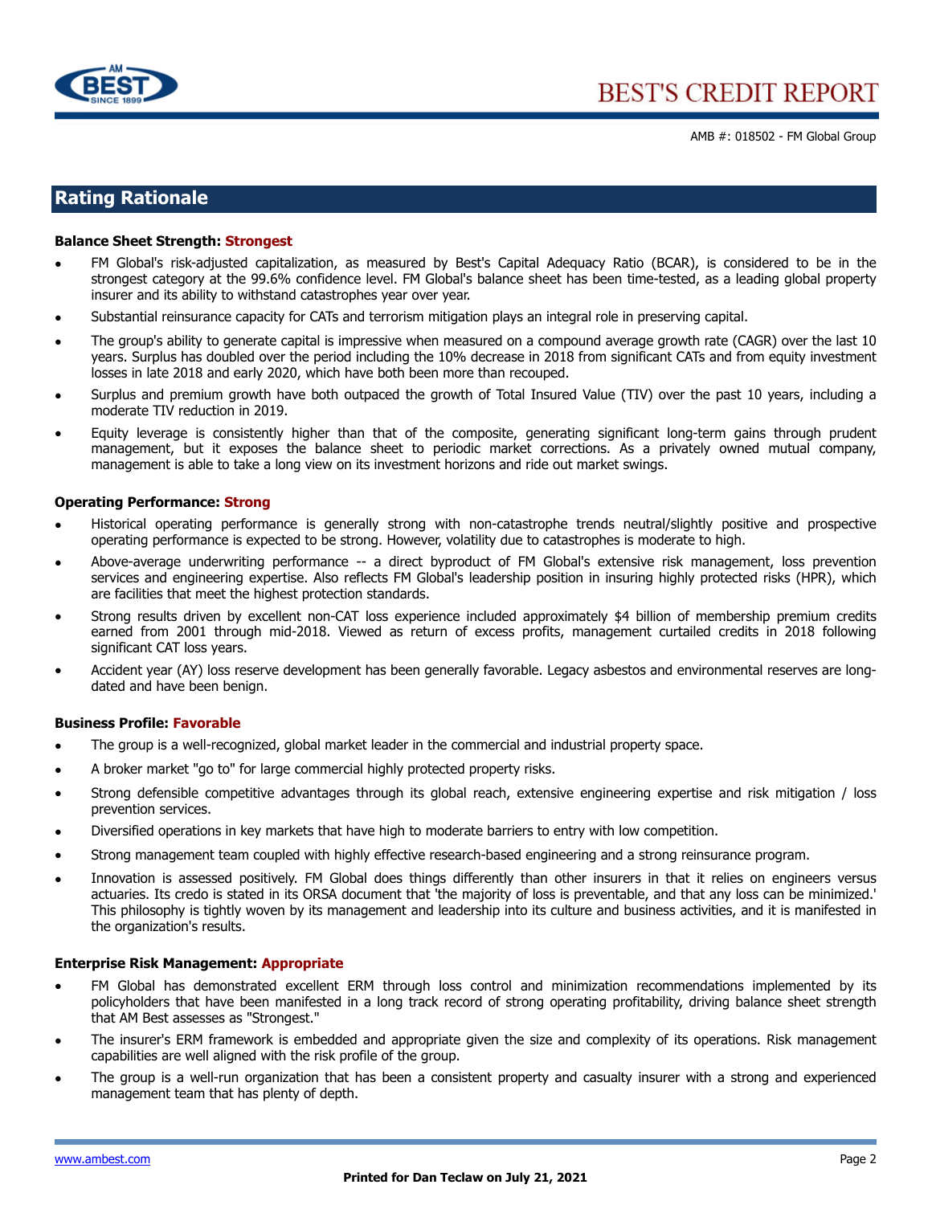## Rating Rationale

**Balance Sheet Strength: Strongest**

- FM Global's risk-adjusted capitalization, as measured by Best's Capital Adequacy Ratio (BCAR), is considered to be in the strongest category at the 99.6% confidence level. FM Global's balance sheet has been time-tested, as a leading global property insurer and its ability to withstand catastrophes year over year.
- Substantial reinsurance capacity for CATs and terrorism mitigation plays an integral role in preserving capital.
- The group's ability to generate capital is impressive when measured on a compound average growth rate (CAGR) over the last 10 years. Surplus has doubled over the period including the 10% decrease in 2018 from significant CATs and from equity investment losses in late 2018 and early 2020, which have both been more than recouped.
- Surplus and premium growth have both outpaced the growth of Total Insured Value (TIV) over the past 10 years, including a moderate TIV reduction in 2019.
- Equity leverage is consistently higher than that of the composite, generating significant long-term gains through prudent management, but it exposes the balance sheet to periodic market corrections. As a privately owned mutual company, management is able to take a long view on its investment horizons and ride out market swings.

**Operating Performance: Strong**

- Historical operating performance is generally strong with non-catastrophe trends neutral/slightly positive and prospective operating performance is expected to be strong. However, volatility due to catastrophes is moderate to high.
- Above-average underwriting performance -- a direct byproduct of FM Global's extensive risk management, loss prevention services and engineering expertise. Also reflects FM Global's leadership position in insuring highly protected risks (HPR), which are facilities that meet the highest protection standards.
- Strong results driven by excellent non-CAT loss experience included approximately $4 billion of membership premium credits earned from 2001 through mid-2018. Viewed as return of excess profits, management curtailed credits in 2018 following significant CAT loss years.
- Accident year (AY) loss reserve development has been generally favorable. Legacy asbestos and environmental reserves are long-dated and have been benign.

**Business Profile: Favorable**

- The group is a well-recognized, global market leader in the commercial and industrial property space.
- A broker market "go to" for large commercial highly protected property risks.
- Strong defensible competitive advantages through its global reach, extensive engineering expertise and risk mitigation / loss prevention services.
- Diversified operations in key markets that have high to moderate barriers to entry with low competition.
- Strong management team coupled with highly effective research-based engineering and a strong reinsurance program.
- Innovation is assessed positively. FM Global does things differently than other insurers in that it relies on engineers versus actuaries. Its credo is stated in its ORSA document that 'the majority of loss is preventable, and that any loss can be minimized.' This philosophy is tightly woven by its management and leadership into its culture and business activities, and it is manifested in the organization's results.

**Enterprise Risk Management: Appropriate**

- FM Global has demonstrated excellent ERM through loss control and minimization recommendations implemented by its policyholders that have been manifested in a long track record of strong operating profitability, driving balance sheet strength that AM Best assesses as "Strongest."
- The insurer's ERM framework is embedded and appropriate given the size and complexity of its operations. Risk management capabilities are well aligned with the risk profile of the group.
- The group is a well-run organization that has been a consistent property and casualty insurer with a strong and experienced management team that has plenty of depth.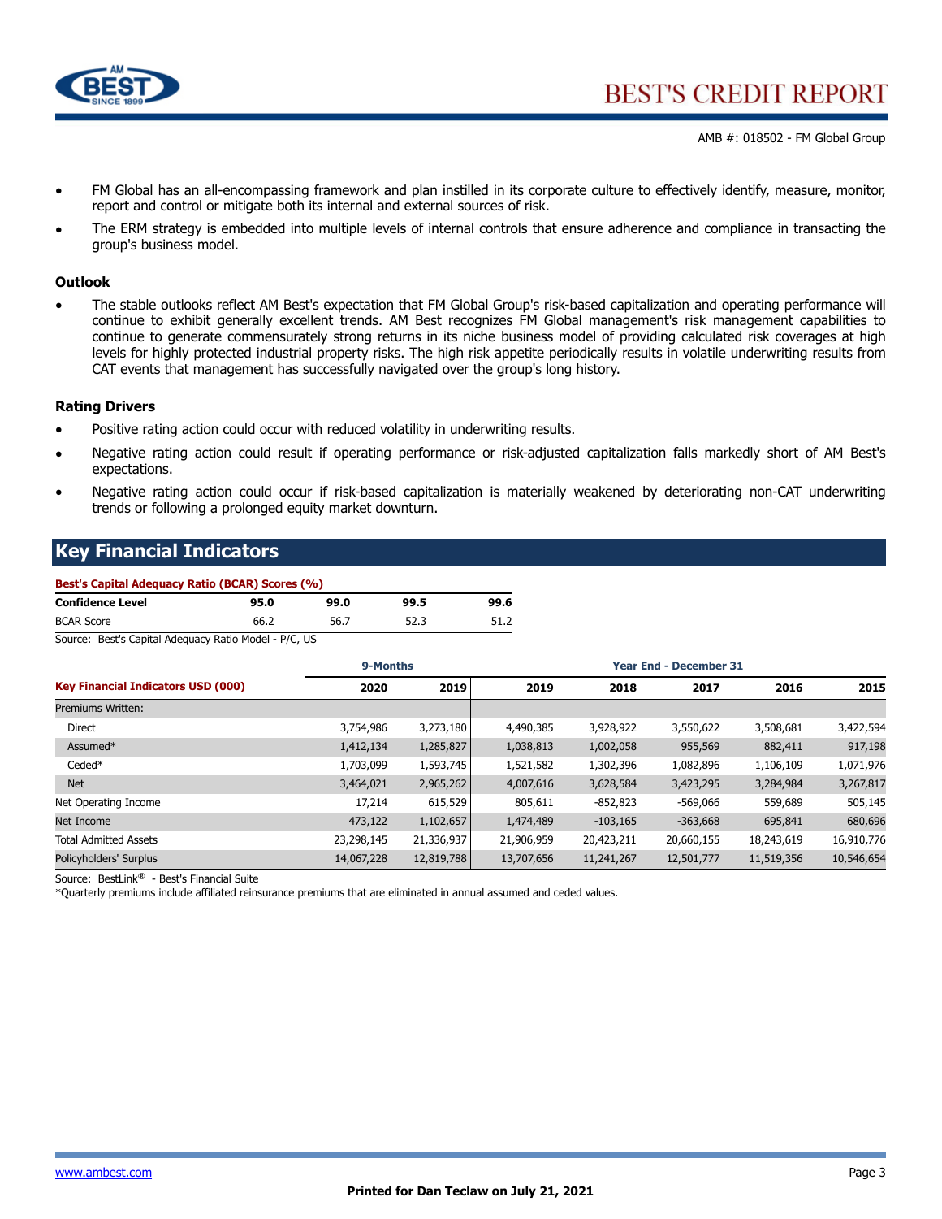- FM Global has an all-encompassing framework and plan instilled in its corporate culture to effectively identify, measure, monitor, report and control or mitigate both its internal and external sources of risk.
- The ERM strategy is embedded into multiple levels of internal controls that ensure adherence and compliance in transacting the group's business model.

### Outlook

- The stable outlooks reflect AM Best's expectation that FM Global Group's risk-based capitalization and operating performance will continue to exhibit generally excellent trends. AM Best recognizes FM Global management's risk management capabilities to continue to generate commensurately strong returns in its niche business model of providing calculated risk coverages at high levels for highly protected industrial property risks. The high risk appetite periodically results in volatile underwriting results from CAT events that management has successfully navigated over the group's long history.

### Rating Drivers

- Positive rating action could occur with reduced volatility in underwriting results.
- Negative rating action could result if operating performance or risk-adjusted capitalization falls markedly short of AM Best's expectations.
- Negative rating action could occur if risk-based capitalization is materially weakened by deteriorating non-CAT underwriting trends or following a prolonged equity market downturn.

## Key Financial Indicators

**Best's Capital Adequacy Ratio (BCAR) Scores (%)**

| Confidence Level | 95.0 | 99.0 | 99.5 | 99.6 |
|---|---|---|---|---|
| BCAR Score | 66.2 | 56.7 | 52.3 | 51.2 |

Source: Best's Capital Adequacy Ratio Model - P/C, US

| | 9-Months | | Year End - December 31 | | | | |
|---|---|---|---|---|---|---|---|
| **Key Financial Indicators USD (000)** | **2020** | **2019** | **2019** | **2018** | **2017** | **2016** | **2015** |
| Premiums Written: | | | | | | | |
| Direct | 3,754,986 | 3,273,180 | 4,490,385 | 3,928,922 | 3,550,622 | 3,508,681 | 3,422,594 |
| Assumed* | 1,412,134 | 1,285,827 | 1,038,813 | 1,002,058 | 955,569 | 882,411 | 917,198 |
| Ceded* | 1,703,099 | 1,593,745 | 1,521,582 | 1,302,396 | 1,082,896 | 1,106,109 | 1,071,976 |
| Net | 3,464,021 | 2,965,262 | 4,007,616 | 3,628,584 | 3,423,295 | 3,284,984 | 3,267,817 |
| Net Operating Income | 17,214 | 615,529 | 805,611 | -852,823 | -569,066 | 559,689 | 505,145 |
| Net Income | 473,122 | 1,102,657 | 1,474,489 | -103,165 | -363,668 | 695,841 | 680,696 |
| Total Admitted Assets | 23,298,145 | 21,336,937 | 21,906,959 | 20,423,211 | 20,660,155 | 18,243,619 | 16,910,776 |
| Policyholders' Surplus | 14,067,228 | 12,819,788 | 13,707,656 | 11,241,267 | 12,501,777 | 11,519,356 | 10,546,654 |

Source: BestLink® - Best's Financial Suite

*Quarterly premiums include affiliated reinsurance premiums that are eliminated in annual assumed and ceded values.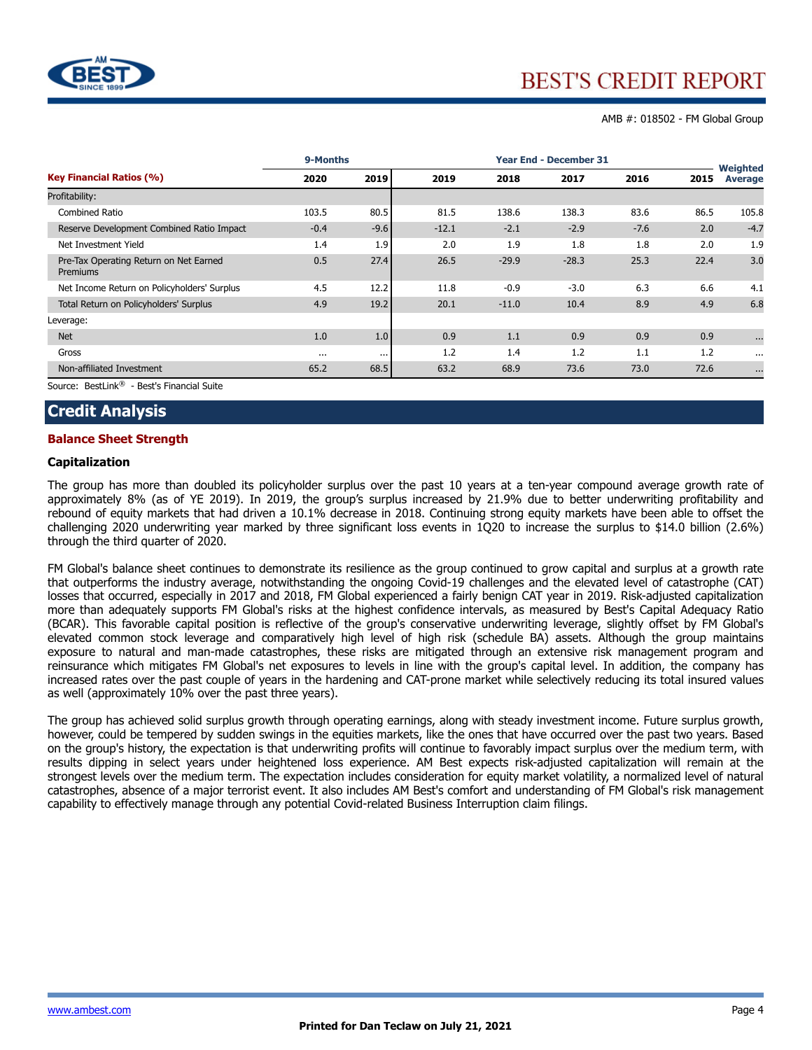AMB #: 018502 - FM Global Group

| Key Financial Ratios (%) | 9-Months 2020 | 9-Months 2019 | Year End - December 31 2019 | 2018 | 2017 | 2016 | 2015 | Weighted Average |
|---|---|---|---|---|---|---|---|---|
| Profitability: | | | | | | | | |
| Combined Ratio | 103.5 | 80.5 | 81.5 | 138.6 | 138.3 | 83.6 | 86.5 | 105.8 |
| Reserve Development Combined Ratio Impact | -0.4 | -9.6 | -12.1 | -2.1 | -2.9 | -7.6 | 2.0 | -4.7 |
| Net Investment Yield | 1.4 | 1.9 | 2.0 | 1.9 | 1.8 | 1.8 | 2.0 | 1.9 |
| Pre-Tax Operating Return on Net Earned Premiums | 0.5 | 27.4 | 26.5 | -29.9 | -28.3 | 25.3 | 22.4 | 3.0 |
| Net Income Return on Policyholders' Surplus | 4.5 | 12.2 | 11.8 | -0.9 | -3.0 | 6.3 | 6.6 | 4.1 |
| Total Return on Policyholders' Surplus | 4.9 | 19.2 | 20.1 | -11.0 | 10.4 | 8.9 | 4.9 | 6.8 |
| Leverage: | | | | | | | | |
| Net | 1.0 | 1.0 | 0.9 | 1.1 | 0.9 | 0.9 | 0.9 | ... |
| Gross | ... | ... | 1.2 | 1.4 | 1.2 | 1.1 | 1.2 | ... |
| Non-affiliated Investment | 65.2 | 68.5 | 63.2 | 68.9 | 73.6 | 73.0 | 72.6 | ... |

Source: BestLink® - Best's Financial Suite

## Credit Analysis

### Balance Sheet Strength

#### Capitalization

The group has more than doubled its policyholder surplus over the past 10 years at a ten-year compound average growth rate of approximately 8% (as of YE 2019). In 2019, the group's surplus increased by 21.9% due to better underwriting profitability and rebound of equity markets that had driven a 10.1% decrease in 2018. Continuing strong equity markets have been able to offset the challenging 2020 underwriting year marked by three significant loss events in 1Q20 to increase the surplus to $14.0 billion (2.6%) through the third quarter of 2020.

FM Global's balance sheet continues to demonstrate its resilience as the group continued to grow capital and surplus at a growth rate that outperforms the industry average, notwithstanding the ongoing Covid-19 challenges and the elevated level of catastrophe (CAT) losses that occurred, especially in 2017 and 2018, FM Global experienced a fairly benign CAT year in 2019. Risk-adjusted capitalization more than adequately supports FM Global's risks at the highest confidence intervals, as measured by Best's Capital Adequacy Ratio (BCAR). This favorable capital position is reflective of the group's conservative underwriting leverage, slightly offset by FM Global's elevated common stock leverage and comparatively high level of high risk (schedule BA) assets. Although the group maintains exposure to natural and man-made catastrophes, these risks are mitigated through an extensive risk management program and reinsurance which mitigates FM Global's net exposures to levels in line with the group's capital level. In addition, the company has increased rates over the past couple of years in the hardening and CAT-prone market while selectively reducing its total insured values as well (approximately 10% over the past three years).

The group has achieved solid surplus growth through operating earnings, along with steady investment income. Future surplus growth, however, could be tempered by sudden swings in the equities markets, like the ones that have occurred over the past two years. Based on the group's history, the expectation is that underwriting profits will continue to favorably impact surplus over the medium term, with results dipping in select years under heightened loss experience. AM Best expects risk-adjusted capitalization will remain at the strongest levels over the medium term. The expectation includes consideration for equity market volatility, a normalized level of natural catastrophes, absence of a major terrorist event. It also includes AM Best's comfort and understanding of FM Global's risk management capability to effectively manage through any potential Covid-related Business Interruption claim filings.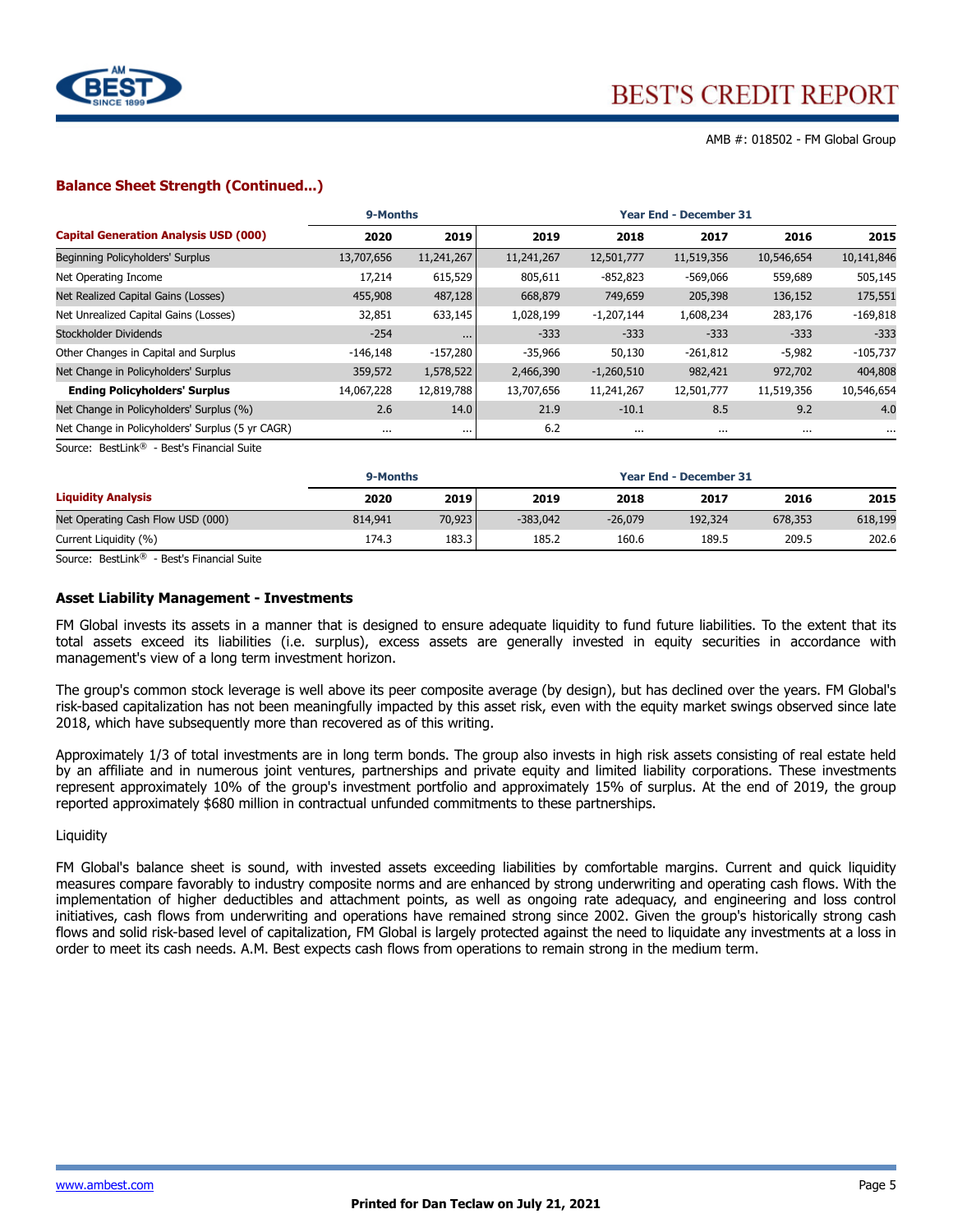## Balance Sheet Strength (Continued...)

| Capital Generation Analysis USD (000) | 9-Months | | Year End - December 31 | | | | |
|---|---|---|---|---|---|---|---|
| | 2020 | 2019 | 2019 | 2018 | 2017 | 2016 | 2015 |
| Beginning Policyholders' Surplus | 13,707,656 | 11,241,267 | 11,241,267 | 12,501,777 | 11,519,356 | 10,546,654 | 10,141,846 |
| Net Operating Income | 17,214 | 615,529 | 805,611 | -852,823 | -569,066 | 559,689 | 505,145 |
| Net Realized Capital Gains (Losses) | 455,908 | 487,128 | 668,879 | 749,659 | 205,398 | 136,152 | 175,551 |
| Net Unrealized Capital Gains (Losses) | 32,851 | 633,145 | 1,028,199 | -1,207,144 | 1,608,234 | 283,176 | -169,818 |
| Stockholder Dividends | -254 | ... | -333 | -333 | -333 | -333 | -333 |
| Other Changes in Capital and Surplus | -146,148 | -157,280 | -35,966 | 50,130 | -261,812 | -5,982 | -105,737 |
| Net Change in Policyholders' Surplus | 359,572 | 1,578,522 | 2,466,390 | -1,260,510 | 982,421 | 972,702 | 404,808 |
| **Ending Policyholders' Surplus** | 14,067,228 | 12,819,788 | 13,707,656 | 11,241,267 | 12,501,777 | 11,519,356 | 10,546,654 |
| Net Change in Policyholders' Surplus (%) | 2.6 | 14.0 | 21.9 | -10.1 | 8.5 | 9.2 | 4.0 |
| Net Change in Policyholders' Surplus (5 yr CAGR) | ... | ... | 6.2 | ... | ... | ... | ... |

Source: BestLink® - Best's Financial Suite

| Liquidity Analysis | 9-Months | | Year End - December 31 | | | | |
|---|---|---|---|---|---|---|---|
| | 2020 | 2019 | 2019 | 2018 | 2017 | 2016 | 2015 |
| Net Operating Cash Flow USD (000) | 814,941 | 70,923 | -383,042 | -26,079 | 192,324 | 678,353 | 618,199 |
| Current Liquidity (%) | 174.3 | 183.3 | 185.2 | 160.6 | 189.5 | 209.5 | 202.6 |

Source: BestLink® - Best's Financial Suite

### Asset Liability Management - Investments

FM Global invests its assets in a manner that is designed to ensure adequate liquidity to fund future liabilities. To the extent that its total assets exceed its liabilities (i.e. surplus), excess assets are generally invested in equity securities in accordance with management's view of a long term investment horizon.

The group's common stock leverage is well above its peer composite average (by design), but has declined over the years. FM Global's risk-based capitalization has not been meaningfully impacted by this asset risk, even with the equity market swings observed since late 2018, which have subsequently more than recovered as of this writing.

Approximately 1/3 of total investments are in long term bonds. The group also invests in high risk assets consisting of real estate held by an affiliate and in numerous joint ventures, partnerships and private equity and limited liability corporations. These investments represent approximately 10% of the group's investment portfolio and approximately 15% of surplus. At the end of 2019, the group reported approximately $680 million in contractual unfunded commitments to these partnerships.

Liquidity

FM Global's balance sheet is sound, with invested assets exceeding liabilities by comfortable margins. Current and quick liquidity measures compare favorably to industry composite norms and are enhanced by strong underwriting and operating cash flows. With the implementation of higher deductibles and attachment points, as well as ongoing rate adequacy, and engineering and loss control initiatives, cash flows from underwriting and operations have remained strong since 2002. Given the group's historically strong cash flows and solid risk-based level of capitalization, FM Global is largely protected against the need to liquidate any investments at a loss in order to meet its cash needs. A.M. Best expects cash flows from operations to remain strong in the medium term.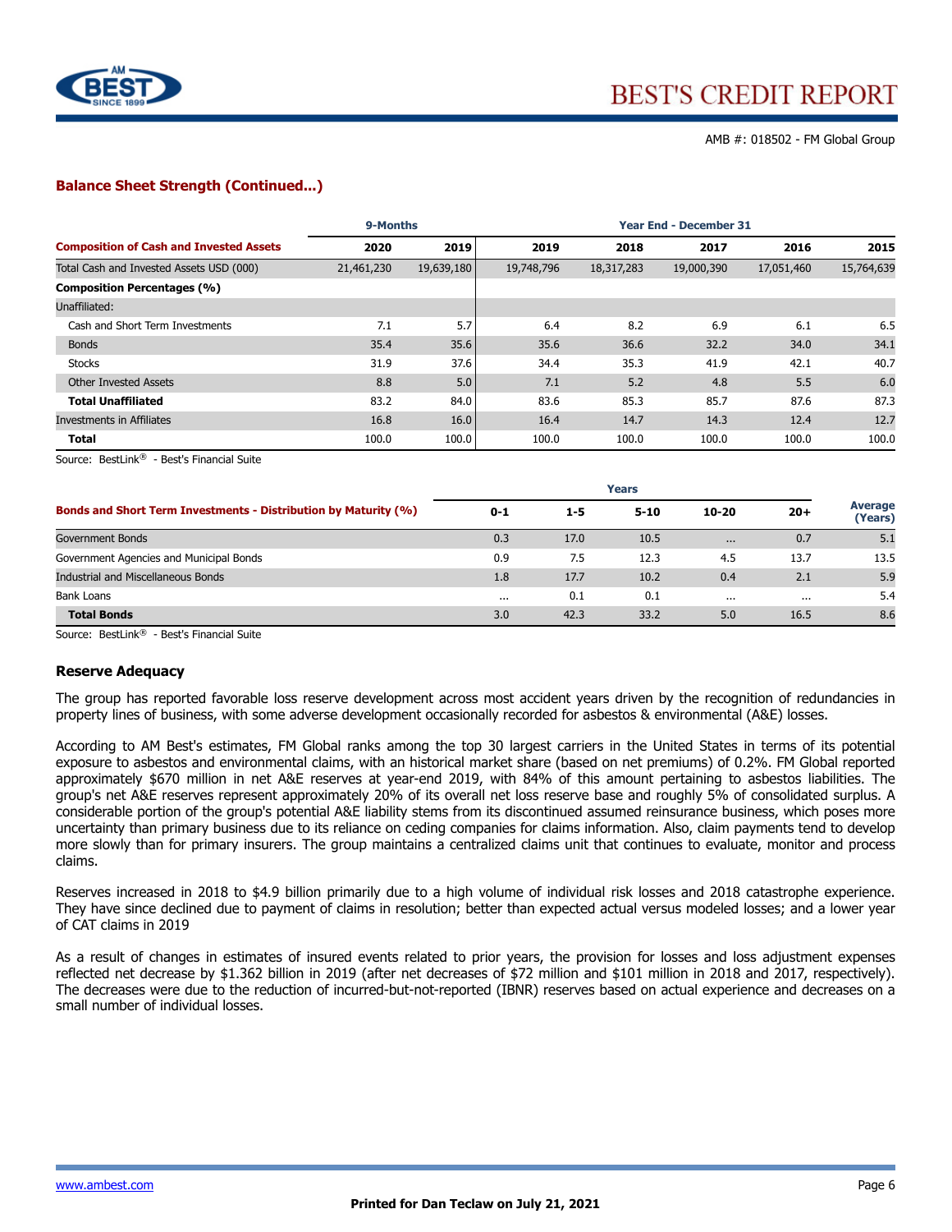## Balance Sheet Strength (Continued...)

| Composition of Cash and Invested Assets | 9-Months 2020 | 9-Months 2019 | Year End - December 31 2019 | 2018 | 2017 | 2016 | 2015 |
|---|---|---|---|---|---|---|---|
| Total Cash and Invested Assets USD (000) | 21,461,230 | 19,639,180 | 19,748,796 | 18,317,283 | 19,000,390 | 17,051,460 | 15,764,639 |
| **Composition Percentages (%)** | | | | | | | |
| Unaffiliated: | | | | | | | |
| Cash and Short Term Investments | 7.1 | 5.7 | 6.4 | 8.2 | 6.9 | 6.1 | 6.5 |
| Bonds | 35.4 | 35.6 | 35.6 | 36.6 | 32.2 | 34.0 | 34.1 |
| Stocks | 31.9 | 37.6 | 34.4 | 35.3 | 41.9 | 42.1 | 40.7 |
| Other Invested Assets | 8.8 | 5.0 | 7.1 | 5.2 | 4.8 | 5.5 | 6.0 |
| **Total Unaffiliated** | 83.2 | 84.0 | 83.6 | 85.3 | 85.7 | 87.6 | 87.3 |
| Investments in Affiliates | 16.8 | 16.0 | 16.4 | 14.7 | 14.3 | 12.4 | 12.7 |
| **Total** | 100.0 | 100.0 | 100.0 | 100.0 | 100.0 | 100.0 | 100.0 |

Source: BestLink® - Best's Financial Suite

| Bonds and Short Term Investments - Distribution by Maturity (%) | Years 0-1 | 1-5 | 5-10 | 10-20 | 20+ | Average (Years) |
|---|---|---|---|---|---|---|
| Government Bonds | 0.3 | 17.0 | 10.5 | ... | 0.7 | 5.1 |
| Government Agencies and Municipal Bonds | 0.9 | 7.5 | 12.3 | 4.5 | 13.7 | 13.5 |
| Industrial and Miscellaneous Bonds | 1.8 | 17.7 | 10.2 | 0.4 | 2.1 | 5.9 |
| Bank Loans | ... | 0.1 | 0.1 | ... | ... | 5.4 |
| **Total Bonds** | 3.0 | 42.3 | 33.2 | 5.0 | 16.5 | 8.6 |

Source: BestLink® - Best's Financial Suite

### Reserve Adequacy

The group has reported favorable loss reserve development across most accident years driven by the recognition of redundancies in property lines of business, with some adverse development occasionally recorded for asbestos & environmental (A&E) losses.

According to AM Best's estimates, FM Global ranks among the top 30 largest carriers in the United States in terms of its potential exposure to asbestos and environmental claims, with an historical market share (based on net premiums) of 0.2%. FM Global reported approximately $670 million in net A&E reserves at year-end 2019, with 84% of this amount pertaining to asbestos liabilities. The group's net A&E reserves represent approximately 20% of its overall net loss reserve base and roughly 5% of consolidated surplus. A considerable portion of the group's potential A&E liability stems from its discontinued assumed reinsurance business, which poses more uncertainty than primary business due to its reliance on ceding companies for claims information. Also, claim payments tend to develop more slowly than for primary insurers. The group maintains a centralized claims unit that continues to evaluate, monitor and process claims.

Reserves increased in 2018 to $4.9 billion primarily due to a high volume of individual risk losses and 2018 catastrophe experience. They have since declined due to payment of claims in resolution; better than expected actual versus modeled losses; and a lower year of CAT claims in 2019

As a result of changes in estimates of insured events related to prior years, the provision for losses and loss adjustment expenses reflected net decrease by $1.362 billion in 2019 (after net decreases of $72 million and $101 million in 2018 and 2017, respectively). The decreases were due to the reduction of incurred-but-not-reported (IBNR) reserves based on actual experience and decreases on a small number of individual losses.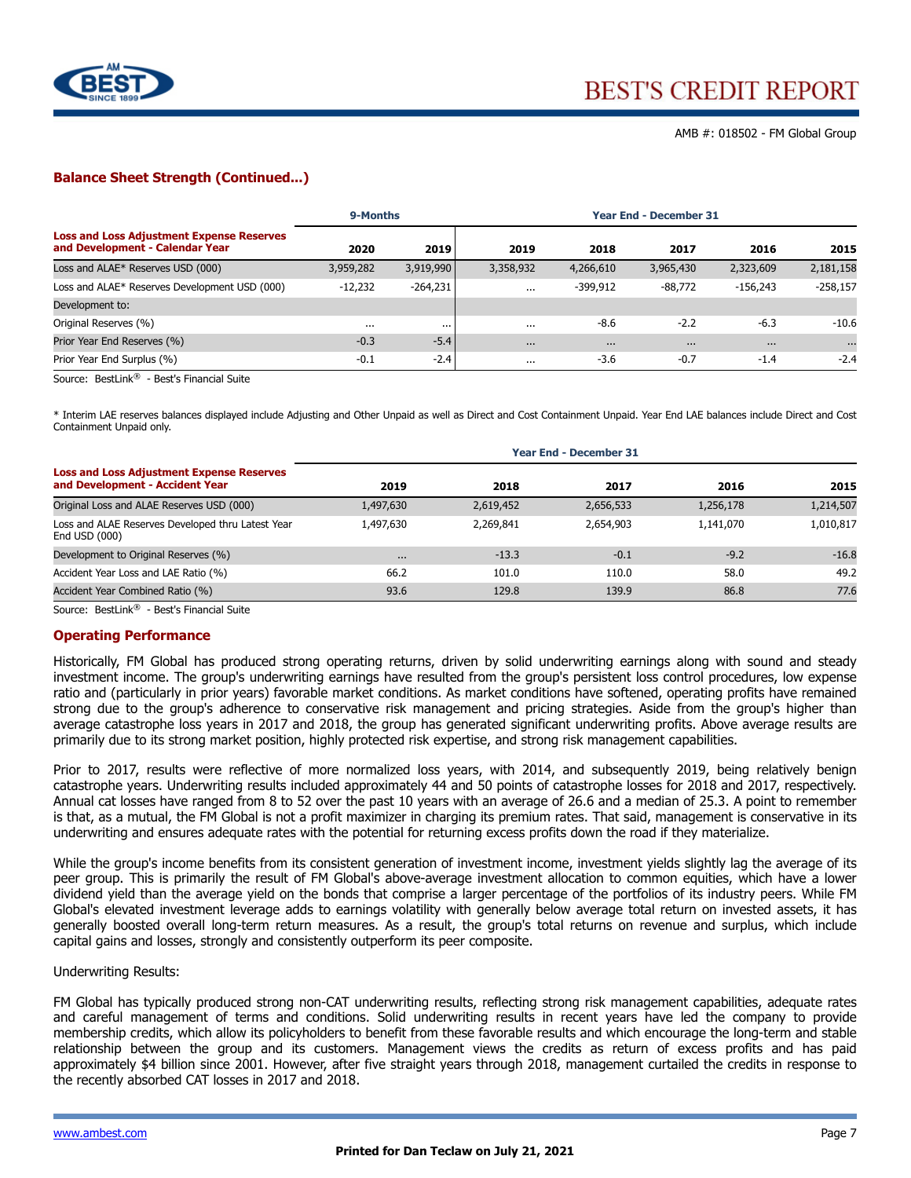## Balance Sheet Strength (Continued...)

| Loss and Loss Adjustment Expense Reserves and Development - Calendar Year | 9-Months 2020 | 9-Months 2019 | Year End - December 31 2019 | 2018 | 2017 | 2016 | 2015 |
|---|---|---|---|---|---|---|---|
| Loss and ALAE* Reserves USD (000) | 3,959,282 | 3,919,990 | 3,358,932 | 4,266,610 | 3,965,430 | 2,323,609 | 2,181,158 |
| Loss and ALAE* Reserves Development USD (000) | -12,232 | -264,231 | ... | -399,912 | -88,772 | -156,243 | -258,157 |
| Development to: | | | | | | | |
| Original Reserves (%) | ... | ... | ... | -8.6 | -2.2 | -6.3 | -10.6 |
| Prior Year End Reserves (%) | -0.3 | -5.4 | ... | ... | ... | ... | ... |
| Prior Year End Surplus (%) | -0.1 | -2.4 | ... | -3.6 | -0.7 | -1.4 | -2.4 |

Source: BestLink® - Best's Financial Suite

* Interim LAE reserves balances displayed include Adjusting and Other Unpaid as well as Direct and Cost Containment Unpaid. Year End LAE balances include Direct and Cost Containment Unpaid only.

| Loss and Loss Adjustment Expense Reserves and Development - Accident Year | Year End - December 31 2019 | 2018 | 2017 | 2016 | 2015 |
|---|---|---|---|---|---|
| Original Loss and ALAE Reserves USD (000) | 1,497,630 | 2,619,452 | 2,656,533 | 1,256,178 | 1,214,507 |
| Loss and ALAE Reserves Developed thru Latest Year End USD (000) | 1,497,630 | 2,269,841 | 2,654,903 | 1,141,070 | 1,010,817 |
| Development to Original Reserves (%) | ... | -13.3 | -0.1 | -9.2 | -16.8 |
| Accident Year Loss and LAE Ratio (%) | 66.2 | 101.0 | 110.0 | 58.0 | 49.2 |
| Accident Year Combined Ratio (%) | 93.6 | 129.8 | 139.9 | 86.8 | 77.6 |

Source: BestLink® - Best's Financial Suite

## Operating Performance

Historically, FM Global has produced strong operating returns, driven by solid underwriting earnings along with sound and steady investment income. The group's underwriting earnings have resulted from the group's persistent loss control procedures, low expense ratio and (particularly in prior years) favorable market conditions. As market conditions have softened, operating profits have remained strong due to the group's adherence to conservative risk management and pricing strategies. Aside from the group's higher than average catastrophe loss years in 2017 and 2018, the group has generated significant underwriting profits. Above average results are primarily due to its strong market position, highly protected risk expertise, and strong risk management capabilities.

Prior to 2017, results were reflective of more normalized loss years, with 2014, and subsequently 2019, being relatively benign catastrophe years. Underwriting results included approximately 44 and 50 points of catastrophe losses for 2018 and 2017, respectively. Annual cat losses have ranged from 8 to 52 over the past 10 years with an average of 26.6 and a median of 25.3. A point to remember is that, as a mutual, the FM Global is not a profit maximizer in charging its premium rates. That said, management is conservative in its underwriting and ensures adequate rates with the potential for returning excess profits down the road if they materialize.

While the group's income benefits from its consistent generation of investment income, investment yields slightly lag the average of its peer group. This is primarily the result of FM Global's above-average investment allocation to common equities, which have a lower dividend yield than the average yield on the bonds that comprise a larger percentage of the portfolios of its industry peers. While FM Global's elevated investment leverage adds to earnings volatility with generally below average total return on invested assets, it has generally boosted overall long-term return measures. As a result, the group's total returns on revenue and surplus, which include capital gains and losses, strongly and consistently outperform its peer composite.

Underwriting Results:

FM Global has typically produced strong non-CAT underwriting results, reflecting strong risk management capabilities, adequate rates and careful management of terms and conditions. Solid underwriting results in recent years have led the company to provide membership credits, which allow its policyholders to benefit from these favorable results and which encourage the long-term and stable relationship between the group and its customers. Management views the credits as return of excess profits and has paid approximately $4 billion since 2001. However, after five straight years through 2018, management curtailed the credits in response to the recently absorbed CAT losses in 2017 and 2018.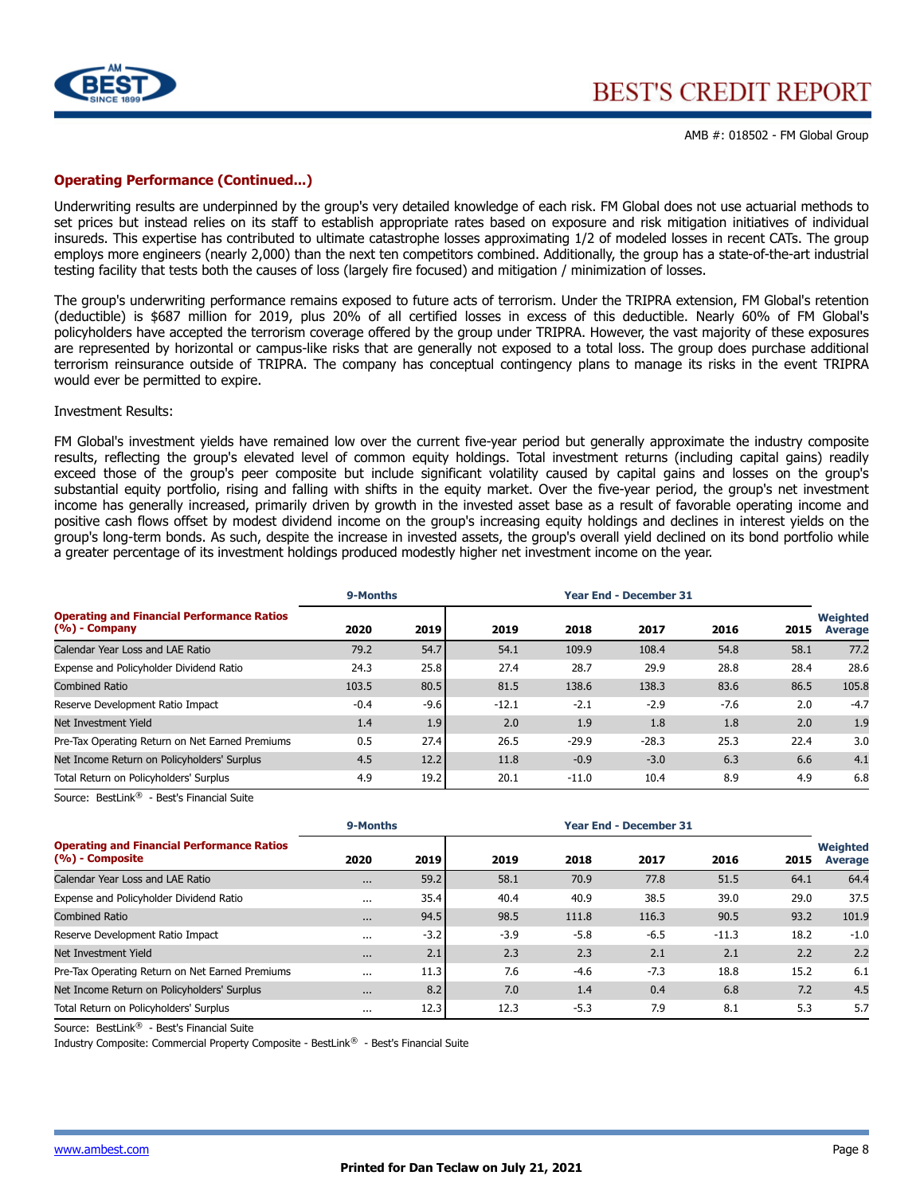### Operating Performance (Continued...)

Underwriting results are underpinned by the group's very detailed knowledge of each risk. FM Global does not use actuarial methods to set prices but instead relies on its staff to establish appropriate rates based on exposure and risk mitigation initiatives of individual insureds. This expertise has contributed to ultimate catastrophe losses approximating 1/2 of modeled losses in recent CATs. The group employs more engineers (nearly 2,000) than the next ten competitors combined. Additionally, the group has a state-of-the-art industrial testing facility that tests both the causes of loss (largely fire focused) and mitigation / minimization of losses.

The group's underwriting performance remains exposed to future acts of terrorism. Under the TRIPRA extension, FM Global's retention (deductible) is $687 million for 2019, plus 20% of all certified losses in excess of this deductible. Nearly 60% of FM Global's policyholders have accepted the terrorism coverage offered by the group under TRIPRA. However, the vast majority of these exposures are represented by horizontal or campus-like risks that are generally not exposed to a total loss. The group does purchase additional terrorism reinsurance outside of TRIPRA. The company has conceptual contingency plans to manage its risks in the event TRIPRA would ever be permitted to expire.

Investment Results:

FM Global's investment yields have remained low over the current five-year period but generally approximate the industry composite results, reflecting the group's elevated level of common equity holdings. Total investment returns (including capital gains) readily exceed those of the group's peer composite but include significant volatility caused by capital gains and losses on the group's substantial equity portfolio, rising and falling with shifts in the equity market. Over the five-year period, the group's net investment income has generally increased, primarily driven by growth in the invested asset base as a result of favorable operating income and positive cash flows offset by modest dividend income on the group's increasing equity holdings and declines in interest yields on the group's long-term bonds. As such, despite the increase in invested assets, the group's overall yield declined on its bond portfolio while a greater percentage of its investment holdings produced modestly higher net investment income on the year.

| | 9-Months | | Year End - December 31 | | | | | |
|---|---|---|---|---|---|---|---|---|
| **Operating and Financial Performance Ratios (%) - Company** | **2020** | **2019** | **2019** | **2018** | **2017** | **2016** | **2015** | **Weighted Average** |
| Calendar Year Loss and LAE Ratio | 79.2 | 54.7 | 54.1 | 109.9 | 108.4 | 54.8 | 58.1 | 77.2 |
| Expense and Policyholder Dividend Ratio | 24.3 | 25.8 | 27.4 | 28.7 | 29.9 | 28.8 | 28.4 | 28.6 |
| Combined Ratio | 103.5 | 80.5 | 81.5 | 138.6 | 138.3 | 83.6 | 86.5 | 105.8 |
| Reserve Development Ratio Impact | -0.4 | -9.6 | -12.1 | -2.1 | -2.9 | -7.6 | 2.0 | -4.7 |
| Net Investment Yield | 1.4 | 1.9 | 2.0 | 1.9 | 1.8 | 1.8 | 2.0 | 1.9 |
| Pre-Tax Operating Return on Net Earned Premiums | 0.5 | 27.4 | 26.5 | -29.9 | -28.3 | 25.3 | 22.4 | 3.0 |
| Net Income Return on Policyholders' Surplus | 4.5 | 12.2 | 11.8 | -0.9 | -3.0 | 6.3 | 6.6 | 4.1 |
| Total Return on Policyholders' Surplus | 4.9 | 19.2 | 20.1 | -11.0 | 10.4 | 8.9 | 4.9 | 6.8 |

Source: BestLink® - Best's Financial Suite

| | 9-Months | | Year End - December 31 | | | | | |
|---|---|---|---|---|---|---|---|---|
| **Operating and Financial Performance Ratios (%) - Composite** | **2020** | **2019** | **2019** | **2018** | **2017** | **2016** | **2015** | **Weighted Average** |
| Calendar Year Loss and LAE Ratio | ... | 59.2 | 58.1 | 70.9 | 77.8 | 51.5 | 64.1 | 64.4 |
| Expense and Policyholder Dividend Ratio | ... | 35.4 | 40.4 | 40.9 | 38.5 | 39.0 | 29.0 | 37.5 |
| Combined Ratio | ... | 94.5 | 98.5 | 111.8 | 116.3 | 90.5 | 93.2 | 101.9 |
| Reserve Development Ratio Impact | ... | -3.2 | -3.9 | -5.8 | -6.5 | -11.3 | 18.2 | -1.0 |
| Net Investment Yield | ... | 2.1 | 2.3 | 2.3 | 2.1 | 2.1 | 2.2 | 2.2 |
| Pre-Tax Operating Return on Net Earned Premiums | ... | 11.3 | 7.6 | -4.6 | -7.3 | 18.8 | 15.2 | 6.1 |
| Net Income Return on Policyholders' Surplus | ... | 8.2 | 7.0 | 1.4 | 0.4 | 6.8 | 7.2 | 4.5 |
| Total Return on Policyholders' Surplus | ... | 12.3 | 12.3 | -5.3 | 7.9 | 8.1 | 5.3 | 5.7 |

Source: BestLink® - Best's Financial Suite

Industry Composite: Commercial Property Composite - BestLink® - Best's Financial Suite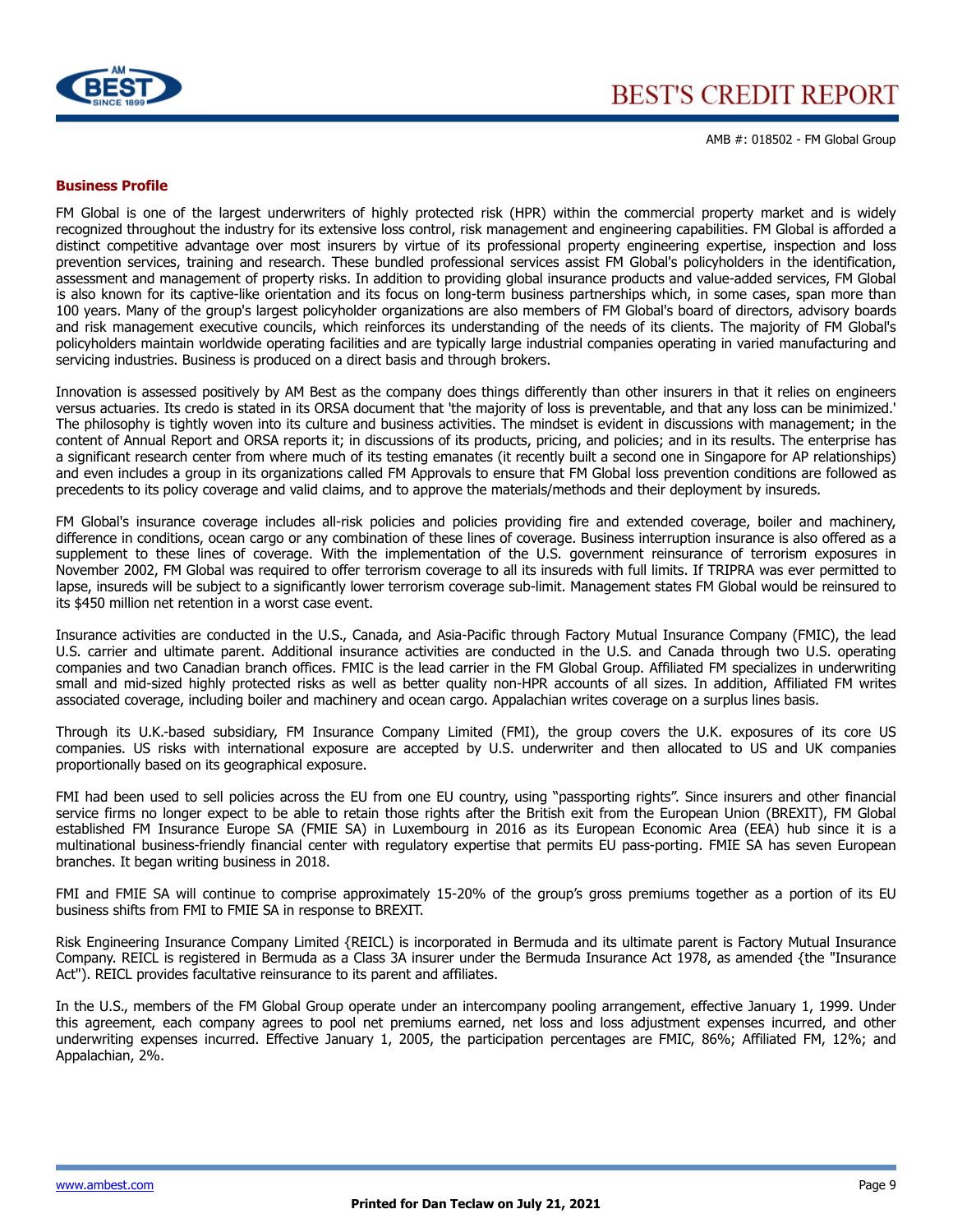## Business Profile

FM Global is one of the largest underwriters of highly protected risk (HPR) within the commercial property market and is widely recognized throughout the industry for its extensive loss control, risk management and engineering capabilities. FM Global is afforded a distinct competitive advantage over most insurers by virtue of its professional property engineering expertise, inspection and loss prevention services, training and research. These bundled professional services assist FM Global's policyholders in the identification, assessment and management of property risks. In addition to providing global insurance products and value-added services, FM Global is also known for its captive-like orientation and its focus on long-term business partnerships which, in some cases, span more than 100 years. Many of the group's largest policyholder organizations are also members of FM Global's board of directors, advisory boards and risk management executive councils, which reinforces its understanding of the needs of its clients. The majority of FM Global's policyholders maintain worldwide operating facilities and are typically large industrial companies operating in varied manufacturing and servicing industries. Business is produced on a direct basis and through brokers.

Innovation is assessed positively by AM Best as the company does things differently than other insurers in that it relies on engineers versus actuaries. Its credo is stated in its ORSA document that 'the majority of loss is preventable, and that any loss can be minimized.' The philosophy is tightly woven into its culture and business activities. The mindset is evident in discussions with management; in the content of Annual Report and ORSA reports it; in discussions of its products, pricing, and policies; and in its results. The enterprise has a significant research center from where much of its testing emanates (it recently built a second one in Singapore for AP relationships) and even includes a group in its organizations called FM Approvals to ensure that FM Global loss prevention conditions are followed as precedents to its policy coverage and valid claims, and to approve the materials/methods and their deployment by insureds.

FM Global's insurance coverage includes all-risk policies and policies providing fire and extended coverage, boiler and machinery, difference in conditions, ocean cargo or any combination of these lines of coverage. Business interruption insurance is also offered as a supplement to these lines of coverage. With the implementation of the U.S. government reinsurance of terrorism exposures in November 2002, FM Global was required to offer terrorism coverage to all its insureds with full limits. If TRIPRA was ever permitted to lapse, insureds will be subject to a significantly lower terrorism coverage sub-limit. Management states FM Global would be reinsured to its $450 million net retention in a worst case event.

Insurance activities are conducted in the U.S., Canada, and Asia-Pacific through Factory Mutual Insurance Company (FMIC), the lead U.S. carrier and ultimate parent. Additional insurance activities are conducted in the U.S. and Canada through two U.S. operating companies and two Canadian branch offices. FMIC is the lead carrier in the FM Global Group. Affiliated FM specializes in underwriting small and mid-sized highly protected risks as well as better quality non-HPR accounts of all sizes. In addition, Affiliated FM writes associated coverage, including boiler and machinery and ocean cargo. Appalachian writes coverage on a surplus lines basis.

Through its U.K.-based subsidiary, FM Insurance Company Limited (FMI), the group covers the U.K. exposures of its core US companies. US risks with international exposure are accepted by U.S. underwriter and then allocated to US and UK companies proportionally based on its geographical exposure.

FMI had been used to sell policies across the EU from one EU country, using "passporting rights". Since insurers and other financial service firms no longer expect to be able to retain those rights after the British exit from the European Union (BREXIT), FM Global established FM Insurance Europe SA (FMIE SA) in Luxembourg in 2016 as its European Economic Area (EEA) hub since it is a multinational business-friendly financial center with regulatory expertise that permits EU pass-porting. FMIE SA has seven European branches. It began writing business in 2018.

FMI and FMIE SA will continue to comprise approximately 15-20% of the group's gross premiums together as a portion of its EU business shifts from FMI to FMIE SA in response to BREXIT.

Risk Engineering Insurance Company Limited {REICL) is incorporated in Bermuda and its ultimate parent is Factory Mutual Insurance Company. REICL is registered in Bermuda as a Class 3A insurer under the Bermuda Insurance Act 1978, as amended {the "Insurance Act"). REICL provides facultative reinsurance to its parent and affiliates.

In the U.S., members of the FM Global Group operate under an intercompany pooling arrangement, effective January 1, 1999. Under this agreement, each company agrees to pool net premiums earned, net loss and loss adjustment expenses incurred, and other underwriting expenses incurred. Effective January 1, 2005, the participation percentages are FMIC, 86%; Affiliated FM, 12%; and Appalachian, 2%.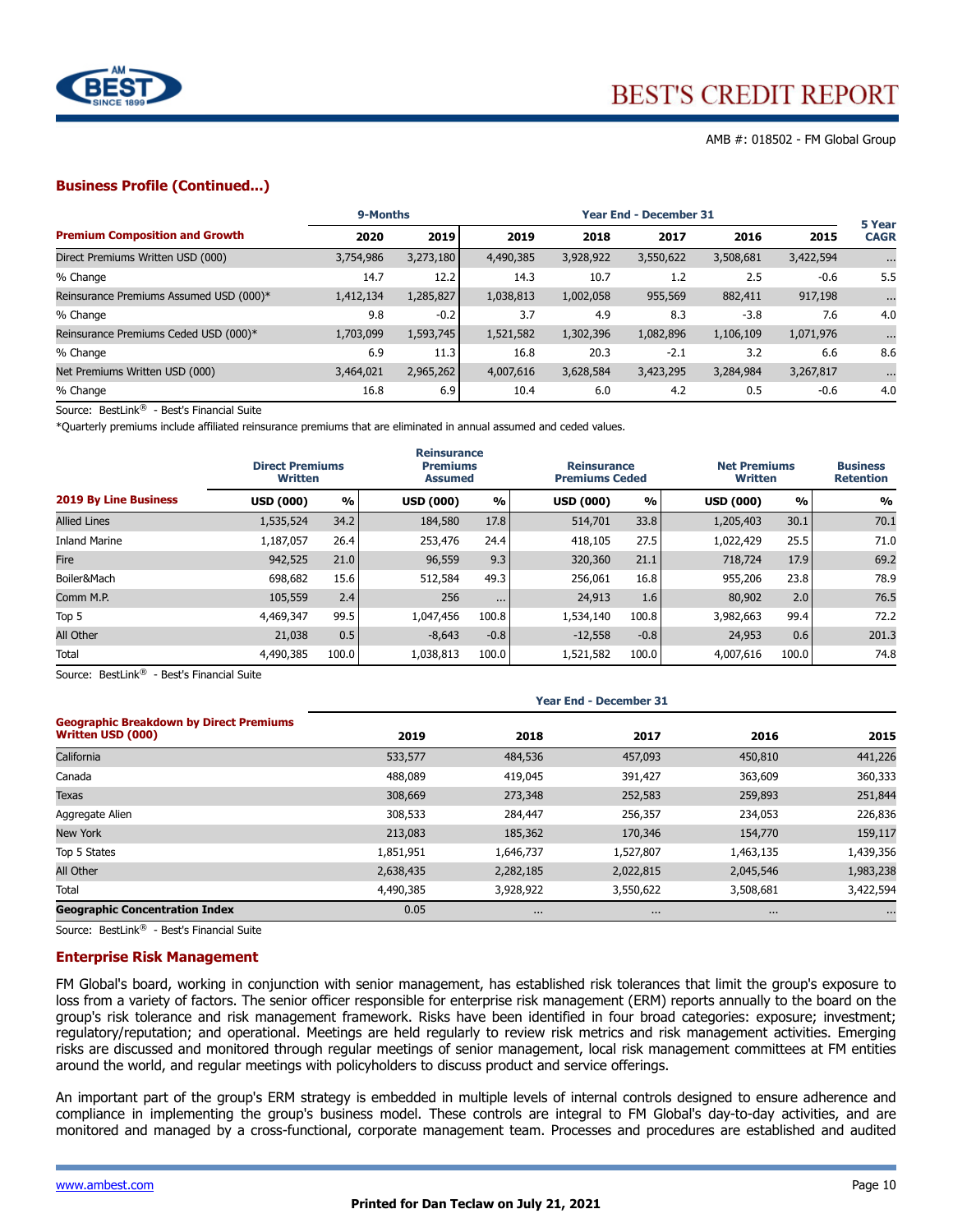AMB #: 018502 - FM Global Group

## Business Profile (Continued...)

| Premium Composition and Growth | 9-Months 2020 | 9-Months 2019 | 2019 | 2018 | 2017 | 2016 | 2015 | 5 Year CAGR |
|---|---|---|---|---|---|---|---|---|
| Direct Premiums Written USD (000) | 3,754,986 | 3,273,180 | 4,490,385 | 3,928,922 | 3,550,622 | 3,508,681 | 3,422,594 | ... |
| % Change | 14.7 | 12.2 | 14.3 | 10.7 | 1.2 | 2.5 | -0.6 | 5.5 |
| Reinsurance Premiums Assumed USD (000)* | 1,412,134 | 1,285,827 | 1,038,813 | 1,002,058 | 955,569 | 882,411 | 917,198 | ... |
| % Change | 9.8 | -0.2 | 3.7 | 4.9 | 8.3 | -3.8 | 7.6 | 4.0 |
| Reinsurance Premiums Ceded USD (000)* | 1,703,099 | 1,593,745 | 1,521,582 | 1,302,396 | 1,082,896 | 1,106,109 | 1,071,976 | ... |
| % Change | 6.9 | 11.3 | 16.8 | 20.3 | -2.1 | 3.2 | 6.6 | 8.6 |
| Net Premiums Written USD (000) | 3,464,021 | 2,965,262 | 4,007,616 | 3,628,584 | 3,423,295 | 3,284,984 | 3,267,817 | ... |
| % Change | 16.8 | 6.9 | 10.4 | 6.0 | 4.2 | 0.5 | -0.6 | 4.0 |

Source: BestLink® - Best's Financial Suite

*Quarterly premiums include affiliated reinsurance premiums that are eliminated in annual assumed and ceded values.

| 2019 By Line Business | Direct Premiums Written USD (000) | % | Reinsurance Premiums Assumed USD (000) | % | Reinsurance Premiums Ceded USD (000) | % | Net Premiums Written USD (000) | % | Business Retention % |
|---|---|---|---|---|---|---|---|---|---|
| Allied Lines | 1,535,524 | 34.2 | 184,580 | 17.8 | 514,701 | 33.8 | 1,205,403 | 30.1 | 70.1 |
| Inland Marine | 1,187,057 | 26.4 | 253,476 | 24.4 | 418,105 | 27.5 | 1,022,429 | 25.5 | 71.0 |
| Fire | 942,525 | 21.0 | 96,559 | 9.3 | 320,360 | 21.1 | 718,724 | 17.9 | 69.2 |
| Boiler&Mach | 698,682 | 15.6 | 512,584 | 49.3 | 256,061 | 16.8 | 955,206 | 23.8 | 78.9 |
| Comm M.P. | 105,559 | 2.4 | 256 | ... | 24,913 | 1.6 | 80,902 | 2.0 | 76.5 |
| Top 5 | 4,469,347 | 99.5 | 1,047,456 | 100.8 | 1,534,140 | 100.8 | 3,982,663 | 99.4 | 72.2 |
| All Other | 21,038 | 0.5 | -8,643 | -0.8 | -12,558 | -0.8 | 24,953 | 0.6 | 201.3 |
| Total | 4,490,385 | 100.0 | 1,038,813 | 100.0 | 1,521,582 | 100.0 | 4,007,616 | 100.0 | 74.8 |

Source: BestLink® - Best's Financial Suite

| Geographic Breakdown by Direct Premiums Written USD (000) | 2019 | 2018 | 2017 | 2016 | 2015 |
|---|---|---|---|---|---|
| California | 533,577 | 484,536 | 457,093 | 450,810 | 441,226 |
| Canada | 488,089 | 419,045 | 391,427 | 363,609 | 360,333 |
| Texas | 308,669 | 273,348 | 252,583 | 259,893 | 251,844 |
| Aggregate Alien | 308,533 | 284,447 | 256,357 | 234,053 | 226,836 |
| New York | 213,083 | 185,362 | 170,346 | 154,770 | 159,117 |
| Top 5 States | 1,851,951 | 1,646,737 | 1,527,807 | 1,463,135 | 1,439,356 |
| All Other | 2,638,435 | 2,282,185 | 2,022,815 | 2,045,546 | 1,983,238 |
| Total | 4,490,385 | 3,928,922 | 3,550,622 | 3,508,681 | 3,422,594 |
| **Geographic Concentration Index** | 0.05 | ... | ... | ... | ... |

Source: BestLink® - Best's Financial Suite

## Enterprise Risk Management

FM Global's board, working in conjunction with senior management, has established risk tolerances that limit the group's exposure to loss from a variety of factors. The senior officer responsible for enterprise risk management (ERM) reports annually to the board on the group's risk tolerance and risk management framework. Risks have been identified in four broad categories: exposure; investment; regulatory/reputation; and operational. Meetings are held regularly to review risk metrics and risk management activities. Emerging risks are discussed and monitored through regular meetings of senior management, local risk management committees at FM entities around the world, and regular meetings with policyholders to discuss product and service offerings.

An important part of the group's ERM strategy is embedded in multiple levels of internal controls designed to ensure adherence and compliance in implementing the group's business model. These controls are integral to FM Global's day-to-day activities, and are monitored and managed by a cross-functional, corporate management team. Processes and procedures are established and audited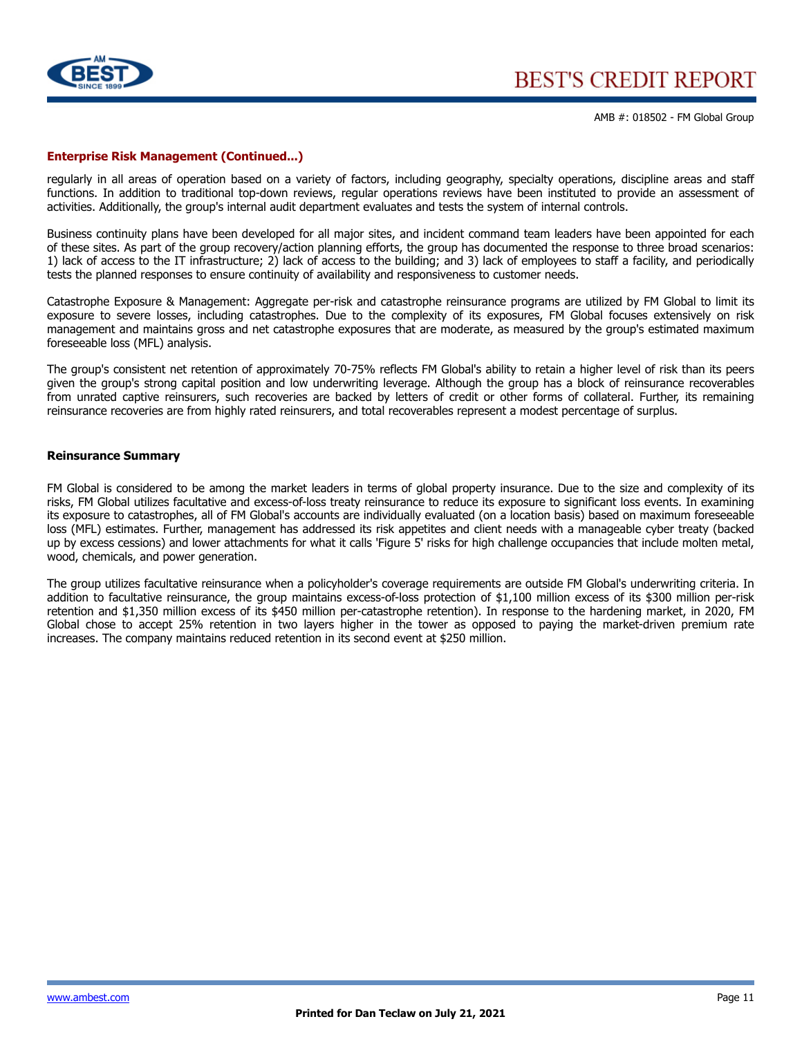### Enterprise Risk Management (Continued...)

regularly in all areas of operation based on a variety of factors, including geography, specialty operations, discipline areas and staff functions. In addition to traditional top-down reviews, regular operations reviews have been instituted to provide an assessment of activities. Additionally, the group's internal audit department evaluates and tests the system of internal controls.

Business continuity plans have been developed for all major sites, and incident command team leaders have been appointed for each of these sites. As part of the group recovery/action planning efforts, the group has documented the response to three broad scenarios: 1) lack of access to the IT infrastructure; 2) lack of access to the building; and 3) lack of employees to staff a facility, and periodically tests the planned responses to ensure continuity of availability and responsiveness to customer needs.

Catastrophe Exposure & Management: Aggregate per-risk and catastrophe reinsurance programs are utilized by FM Global to limit its exposure to severe losses, including catastrophes. Due to the complexity of its exposures, FM Global focuses extensively on risk management and maintains gross and net catastrophe exposures that are moderate, as measured by the group's estimated maximum foreseeable loss (MFL) analysis.

The group's consistent net retention of approximately 70-75% reflects FM Global's ability to retain a higher level of risk than its peers given the group's strong capital position and low underwriting leverage. Although the group has a block of reinsurance recoverables from unrated captive reinsurers, such recoveries are backed by letters of credit or other forms of collateral. Further, its remaining reinsurance recoveries are from highly rated reinsurers, and total recoverables represent a modest percentage of surplus.

### Reinsurance Summary

FM Global is considered to be among the market leaders in terms of global property insurance. Due to the size and complexity of its risks, FM Global utilizes facultative and excess-of-loss treaty reinsurance to reduce its exposure to significant loss events. In examining its exposure to catastrophes, all of FM Global's accounts are individually evaluated (on a location basis) based on maximum foreseeable loss (MFL) estimates. Further, management has addressed its risk appetites and client needs with a manageable cyber treaty (backed up by excess cessions) and lower attachments for what it calls 'Figure 5' risks for high challenge occupancies that include molten metal, wood, chemicals, and power generation.

The group utilizes facultative reinsurance when a policyholder's coverage requirements are outside FM Global's underwriting criteria. In addition to facultative reinsurance, the group maintains excess-of-loss protection of $1,100 million excess of its $300 million per-risk retention and $1,350 million excess of its $450 million per-catastrophe retention). In response to the hardening market, in 2020, FM Global chose to accept 25% retention in two layers higher in the tower as opposed to paying the market-driven premium rate increases. The company maintains reduced retention in its second event at $250 million.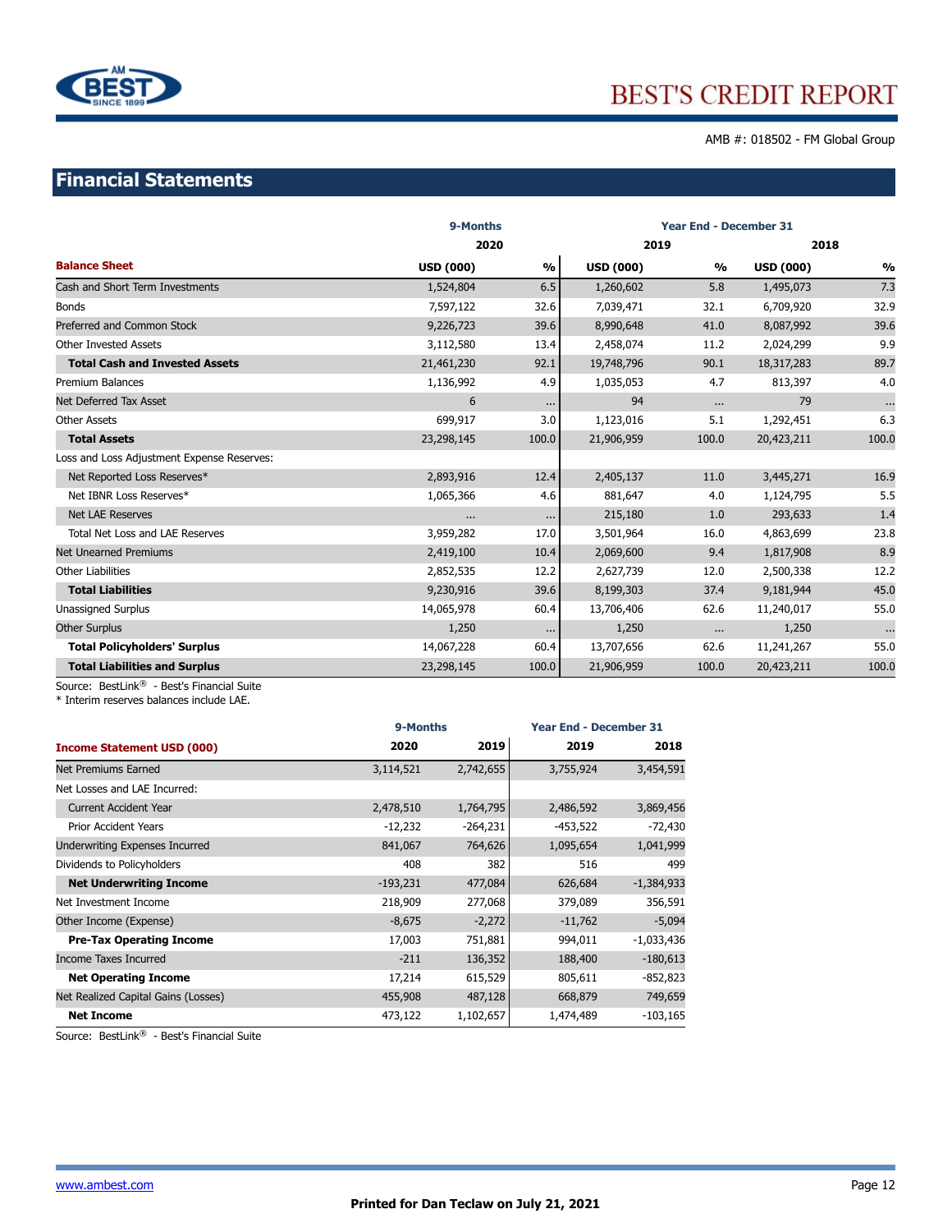AMB #: 018502 - FM Global Group

## Financial Statements

| | 9-Months | | Year End - December 31 | | | |
|---|---|---|---|---|---|---|
| | 2020 | | 2019 | | 2018 | |
| **Balance Sheet** | **USD (000)** | **%** | **USD (000)** | **%** | **USD (000)** | **%** |
| Cash and Short Term Investments | 1,524,804 | 6.5 | 1,260,602 | 5.8 | 1,495,073 | 7.3 |
| Bonds | 7,597,122 | 32.6 | 7,039,471 | 32.1 | 6,709,920 | 32.9 |
| Preferred and Common Stock | 9,226,723 | 39.6 | 8,990,648 | 41.0 | 8,087,992 | 39.6 |
| Other Invested Assets | 3,112,580 | 13.4 | 2,458,074 | 11.2 | 2,024,299 | 9.9 |
| **Total Cash and Invested Assets** | 21,461,230 | 92.1 | 19,748,796 | 90.1 | 18,317,283 | 89.7 |
| Premium Balances | 1,136,992 | 4.9 | 1,035,053 | 4.7 | 813,397 | 4.0 |
| Net Deferred Tax Asset | 6 | ... | 94 | ... | 79 | ... |
| Other Assets | 699,917 | 3.0 | 1,123,016 | 5.1 | 1,292,451 | 6.3 |
| **Total Assets** | 23,298,145 | 100.0 | 21,906,959 | 100.0 | 20,423,211 | 100.0 |
| Loss and Loss Adjustment Expense Reserves: | | | | | | |
| Net Reported Loss Reserves* | 2,893,916 | 12.4 | 2,405,137 | 11.0 | 3,445,271 | 16.9 |
| Net IBNR Loss Reserves* | 1,065,366 | 4.6 | 881,647 | 4.0 | 1,124,795 | 5.5 |
| Net LAE Reserves | ... | ... | 215,180 | 1.0 | 293,633 | 1.4 |
| Total Net Loss and LAE Reserves | 3,959,282 | 17.0 | 3,501,964 | 16.0 | 4,863,699 | 23.8 |
| Net Unearned Premiums | 2,419,100 | 10.4 | 2,069,600 | 9.4 | 1,817,908 | 8.9 |
| Other Liabilities | 2,852,535 | 12.2 | 2,627,739 | 12.0 | 2,500,338 | 12.2 |
| **Total Liabilities** | 9,230,916 | 39.6 | 8,199,303 | 37.4 | 9,181,944 | 45.0 |
| Unassigned Surplus | 14,065,978 | 60.4 | 13,706,406 | 62.6 | 11,240,017 | 55.0 |
| Other Surplus | 1,250 | ... | 1,250 | ... | 1,250 | ... |
| **Total Policyholders' Surplus** | 14,067,228 | 60.4 | 13,707,656 | 62.6 | 11,241,267 | 55.0 |
| **Total Liabilities and Surplus** | 23,298,145 | 100.0 | 21,906,959 | 100.0 | 20,423,211 | 100.0 |

Source: BestLink® - Best's Financial Suite
* Interim reserves balances include LAE.

| | 9-Months | | Year End - December 31 | |
|---|---|---|---|---|
| **Income Statement USD (000)** | **2020** | **2019** | **2019** | **2018** |
| Net Premiums Earned | 3,114,521 | 2,742,655 | 3,755,924 | 3,454,591 |
| Net Losses and LAE Incurred: | | | | |
| Current Accident Year | 2,478,510 | 1,764,795 | 2,486,592 | 3,869,456 |
| Prior Accident Years | -12,232 | -264,231 | -453,522 | -72,430 |
| Underwriting Expenses Incurred | 841,067 | 764,626 | 1,095,654 | 1,041,999 |
| Dividends to Policyholders | 408 | 382 | 516 | 499 |
| **Net Underwriting Income** | -193,231 | 477,084 | 626,684 | -1,384,933 |
| Net Investment Income | 218,909 | 277,068 | 379,089 | 356,591 |
| Other Income (Expense) | -8,675 | -2,272 | -11,762 | -5,094 |
| **Pre-Tax Operating Income** | 17,003 | 751,881 | 994,011 | -1,033,436 |
| Income Taxes Incurred | -211 | 136,352 | 188,400 | -180,613 |
| **Net Operating Income** | 17,214 | 615,529 | 805,611 | -852,823 |
| Net Realized Capital Gains (Losses) | 455,908 | 487,128 | 668,879 | 749,659 |
| **Net Income** | 473,122 | 1,102,657 | 1,474,489 | -103,165 |

Source: BestLink® - Best's Financial Suite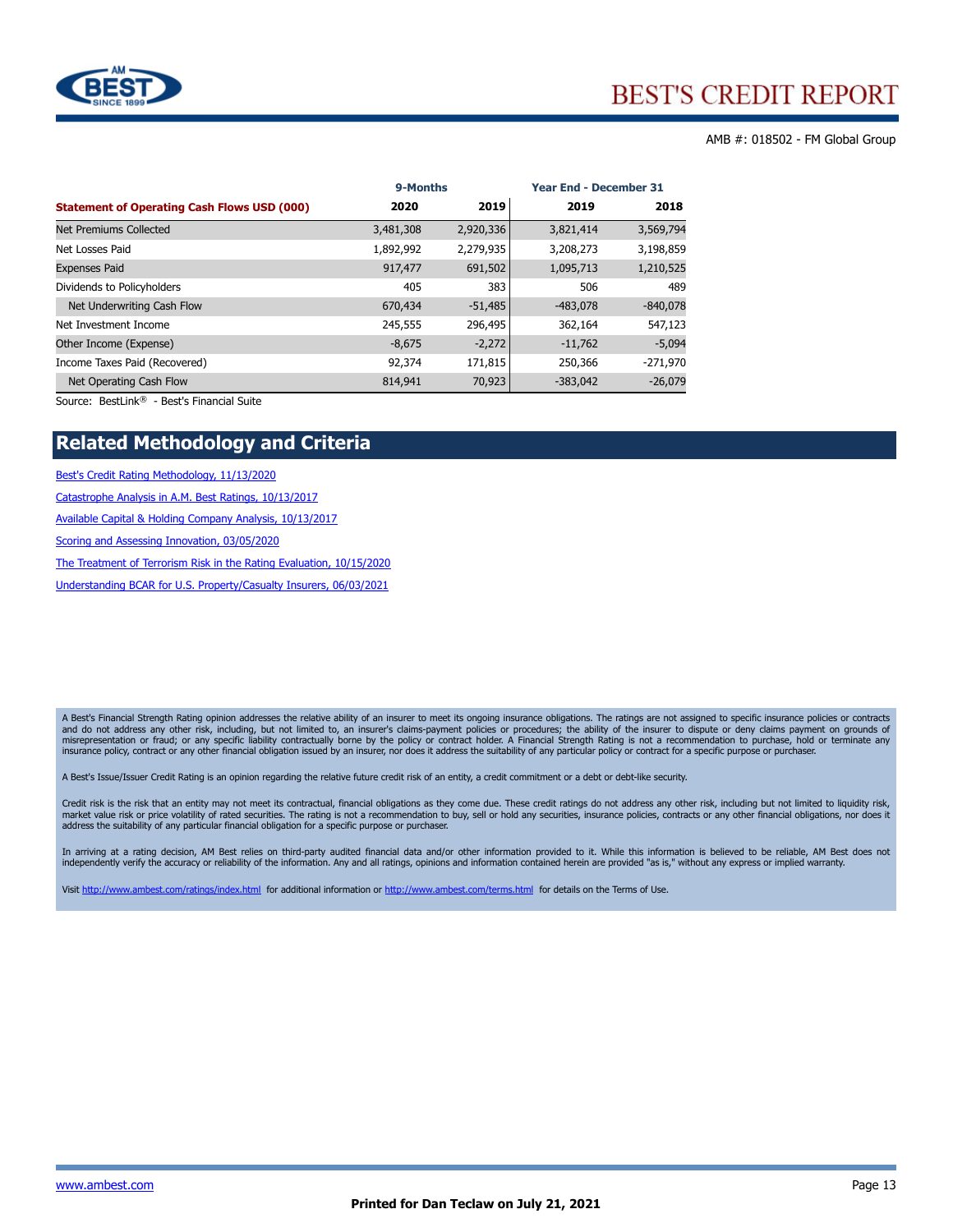AMB #: 018502 - FM Global Group

| Statement of Operating Cash Flows USD (000) | 9-Months 2020 | 9-Months 2019 | Year End - December 31 2019 | Year End - December 31 2018 |
|---|---|---|---|---|
| Net Premiums Collected | 3,481,308 | 2,920,336 | 3,821,414 | 3,569,794 |
| Net Losses Paid | 1,892,992 | 2,279,935 | 3,208,273 | 3,198,859 |
| Expenses Paid | 917,477 | 691,502 | 1,095,713 | 1,210,525 |
| Dividends to Policyholders | 405 | 383 | 506 | 489 |
| Net Underwriting Cash Flow | 670,434 | -51,485 | -483,078 | -840,078 |
| Net Investment Income | 245,555 | 296,495 | 362,164 | 547,123 |
| Other Income (Expense) | -8,675 | -2,272 | -11,762 | -5,094 |
| Income Taxes Paid (Recovered) | 92,374 | 171,815 | 250,366 | -271,970 |
| Net Operating Cash Flow | 814,941 | 70,923 | -383,042 | -26,079 |

Source: BestLink® - Best's Financial Suite

## Related Methodology and Criteria

Best's Credit Rating Methodology, 11/13/2020

Catastrophe Analysis in A.M. Best Ratings, 10/13/2017

Available Capital & Holding Company Analysis, 10/13/2017

Scoring and Assessing Innovation, 03/05/2020

The Treatment of Terrorism Risk in the Rating Evaluation, 10/15/2020

Understanding BCAR for U.S. Property/Casualty Insurers, 06/03/2021

A Best's Financial Strength Rating opinion addresses the relative ability of an insurer to meet its ongoing insurance obligations. The ratings are not assigned to specific insurance policies or contracts and do not address any other risk, including, but not limited to, an insurer's claims-payment policies or procedures; the ability of the insurer to dispute or deny claims payment on grounds of misrepresentation or fraud; or any specific liability contractually borne by the policy or contract holder. A Financial Strength Rating is not a recommendation to purchase, hold or terminate any insurance policy, contract or any other financial obligation issued by an insurer, nor does it address the suitability of any particular policy or contract for a specific purpose or purchaser.

A Best's Issue/Issuer Credit Rating is an opinion regarding the relative future credit risk of an entity, a credit commitment or a debt or debt-like security.

Credit risk is the risk that an entity may not meet its contractual, financial obligations as they come due. These credit ratings do not address any other risk, including but not limited to liquidity risk, market value risk or price volatility of rated securities. The rating is not a recommendation to buy, sell or hold any securities, insurance policies, contracts or any other financial obligations, nor does it address the suitability of any particular financial obligation for a specific purpose or purchaser.

In arriving at a rating decision, AM Best relies on third-party audited financial data and/or other information provided to it. While this information is believed to be reliable, AM Best does not independently verify the accuracy or reliability of the information. Any and all ratings, opinions and information contained herein are provided "as is," without any express or implied warranty.

Visit http://www.ambest.com/ratings/index.html for additional information or http://www.ambest.com/terms.html for details on the Terms of Use.

Printed for Dan Teclaw on July 21, 2021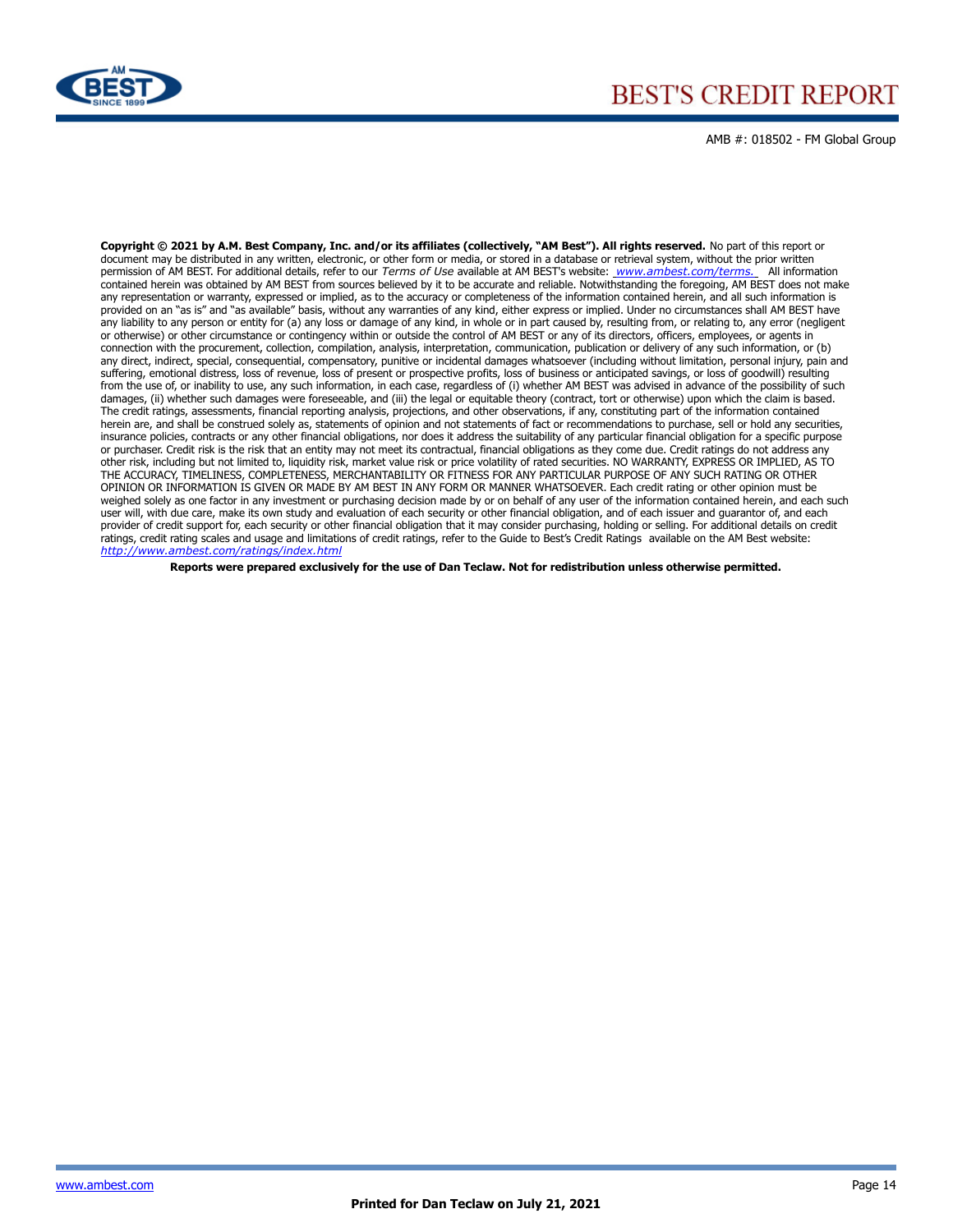**Copyright © 2021 by A.M. Best Company, Inc. and/or its affiliates (collectively, "AM Best"). All rights reserved.** No part of this report or document may be distributed in any written, electronic, or other form or media, or stored in a database or retrieval system, without the prior written permission of AM BEST. For additional details, refer to our *Terms of Use* available at AM BEST's website: *www.ambest.com/terms.* All information contained herein was obtained by AM BEST from sources believed by it to be accurate and reliable. Notwithstanding the foregoing, AM BEST does not make any representation or warranty, expressed or implied, as to the accuracy or completeness of the information contained herein, and all such information is provided on an "as is" and "as available" basis, without any warranties of any kind, either express or implied. Under no circumstances shall AM BEST have any liability to any person or entity for (a) any loss or damage of any kind, in whole or in part caused by, resulting from, or relating to, any error (negligent or otherwise) or other circumstance or contingency within or outside the control of AM BEST or any of its directors, officers, employees, or agents in connection with the procurement, collection, compilation, analysis, interpretation, communication, publication or delivery of any such information, or (b) any direct, indirect, special, consequential, compensatory, punitive or incidental damages whatsoever (including without limitation, personal injury, pain and suffering, emotional distress, loss of revenue, loss of present or prospective profits, loss of business or anticipated savings, or loss of goodwill) resulting from the use of, or inability to use, any such information, in each case, regardless of (i) whether AM BEST was advised in advance of the possibility of such damages, (ii) whether such damages were foreseeable, and (iii) the legal or equitable theory (contract, tort or otherwise) upon which the claim is based. The credit ratings, assessments, financial reporting analysis, projections, and other observations, if any, constituting part of the information contained herein are, and shall be construed solely as, statements of opinion and not statements of fact or recommendations to purchase, sell or hold any securities, insurance policies, contracts or any other financial obligations, nor does it address the suitability of any particular financial obligation for a specific purpose or purchaser. Credit risk is the risk that an entity may not meet its contractual, financial obligations as they come due. Credit ratings do not address any other risk, including but not limited to, liquidity risk, market value risk or price volatility of rated securities. NO WARRANTY, EXPRESS OR IMPLIED, AS TO THE ACCURACY, TIMELINESS, COMPLETENESS, MERCHANTABILITY OR FITNESS FOR ANY PARTICULAR PURPOSE OF ANY SUCH RATING OR OTHER OPINION OR INFORMATION IS GIVEN OR MADE BY AM BEST IN ANY FORM OR MANNER WHATSOEVER. Each credit rating or other opinion must be weighed solely as one factor in any investment or purchasing decision made by or on behalf of any user of the information contained herein, and each such user will, with due care, make its own study and evaluation of each security or other financial obligation, and of each issuer and guarantor of, and each provider of credit support for, each security or other financial obligation that it may consider purchasing, holding or selling. For additional details on credit ratings, credit rating scales and usage and limitations of credit ratings, refer to the Guide to Best's Credit Ratings available on the AM Best website: *http://www.ambest.com/ratings/index.html*

**Reports were prepared exclusively for the use of Dan Teclaw. Not for redistribution unless otherwise permitted.**